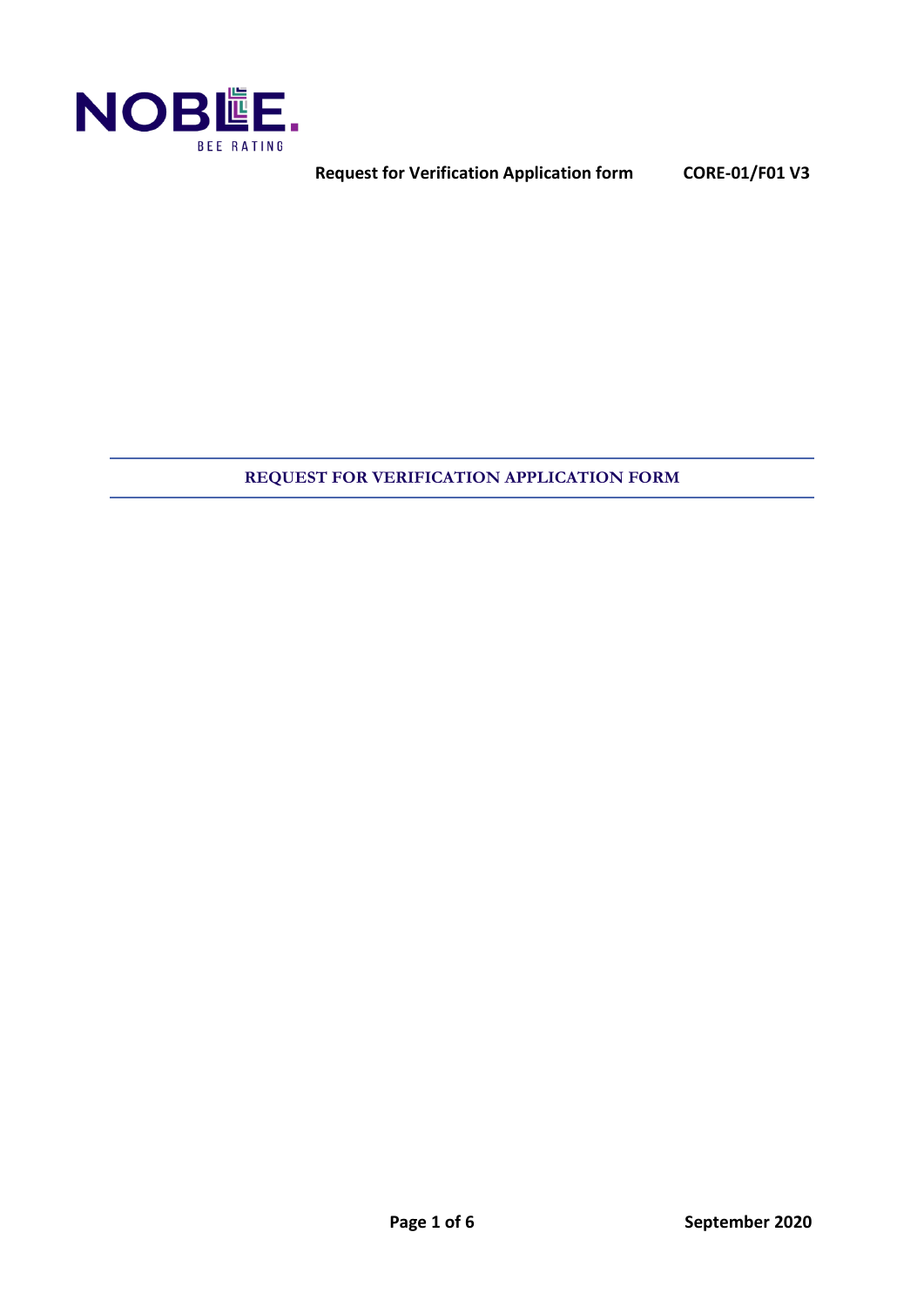# REQUEST FOR VERIFICATION APPLICATION FORM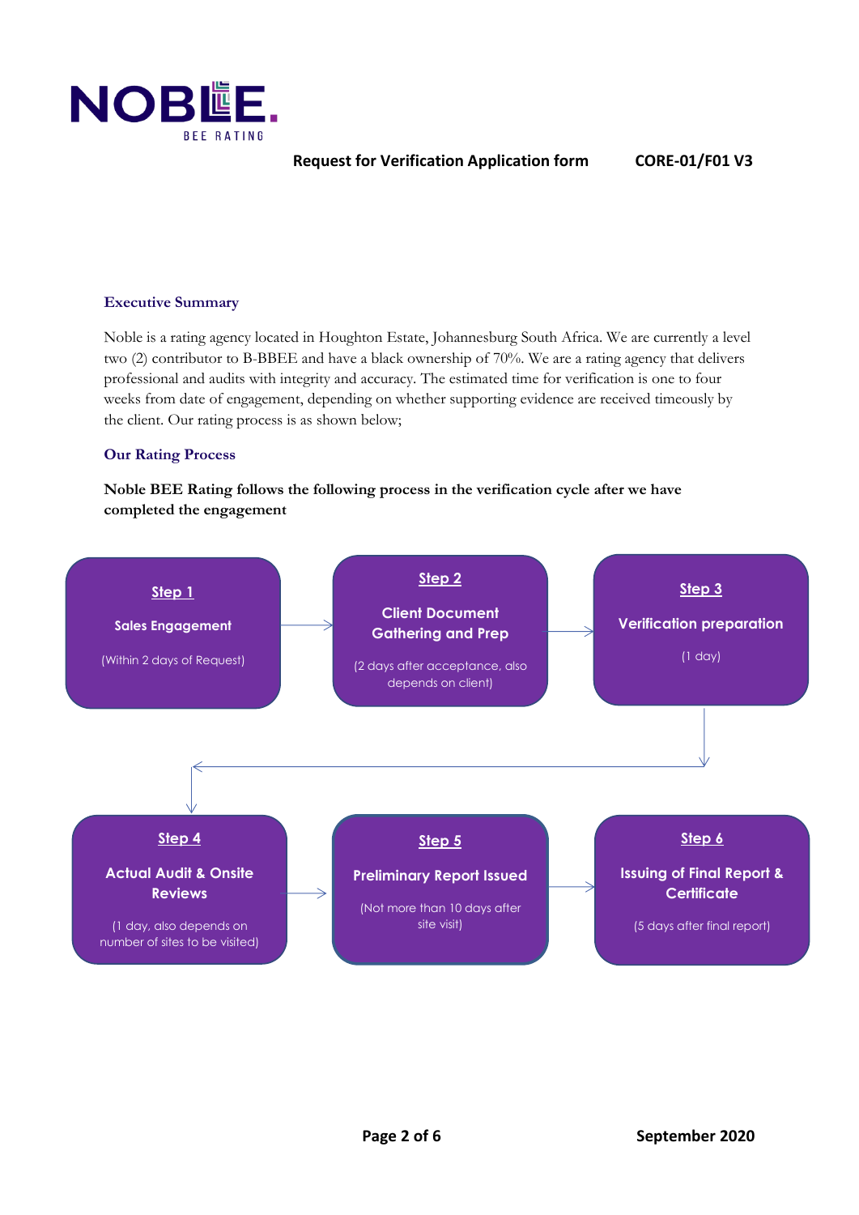## Executive Summary

Noble is a rating agency located in Houghton Estate, Johannesburg South Africa. We are currently a level two (2) contributor to B-BBEE and have a black ownership of 70%. We are a rating agency that delivers professional and audits with integrity and accuracy. The estimated time for verification is one to four weeks from date of engagement, depending on whether supporting evidence are received timeously by the client. Our rating process is as shown below;

## Our Rating Process

**Noble BEE Rating follows the following process in the verification cycle after we have completed the engagement**

**Step 1**
**Sales Engagement**
(Within 2 days of Request)

**Step 2**
**Client Document Gathering and Prep**
(2 days after acceptance, also depends on client)

**Step 3**
**Verification preparation**
(1 day)

**Step 4**
**Actual Audit & Onsite Reviews**
(1 day, also depends on number of sites to be visited)

**Step 5**
**Preliminary Report Issued**
(Not more than 10 days after site visit)

**Step 6**
**Issuing of Final Report & Certificate**
(5 days after final report)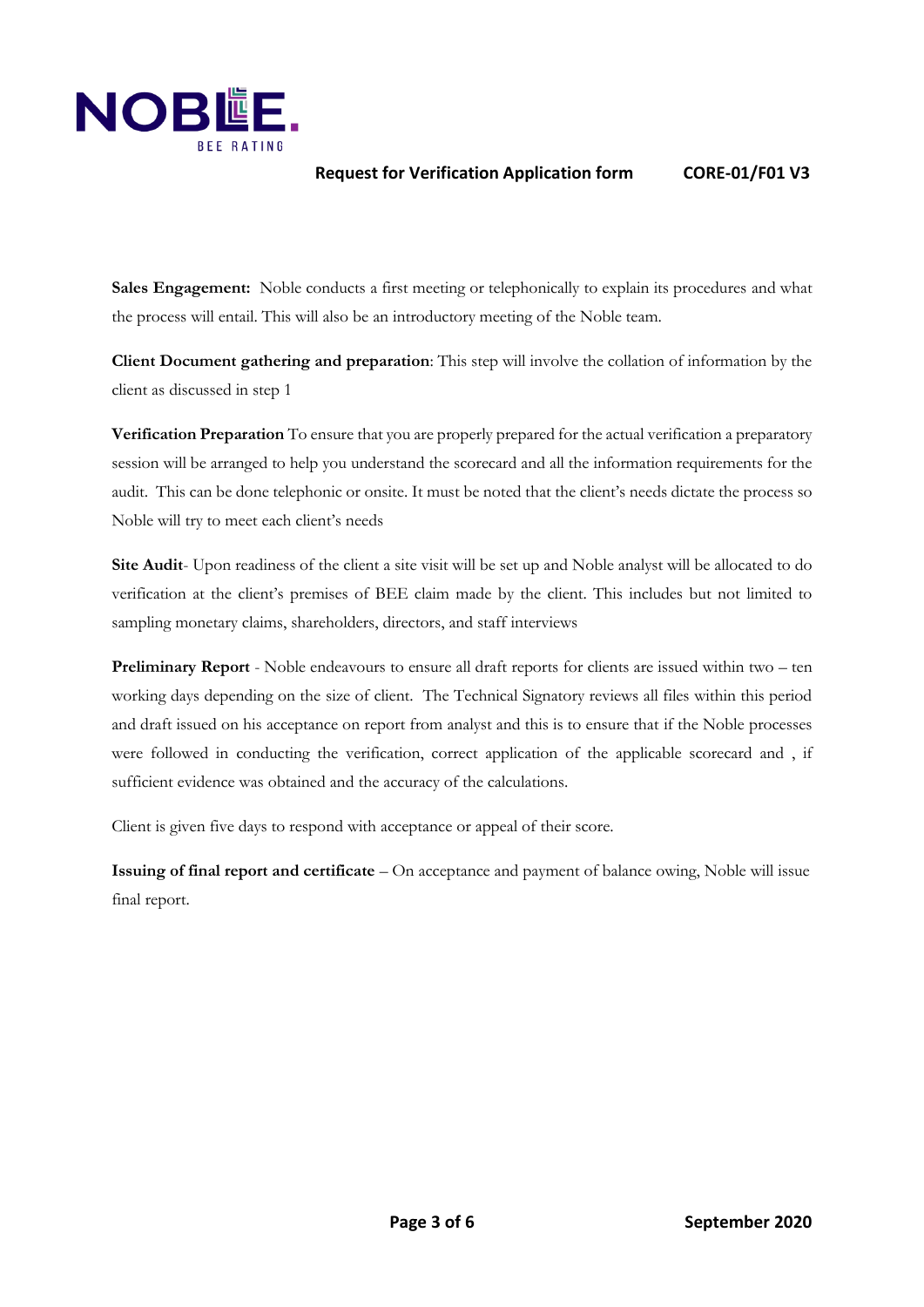**Sales Engagement:** Noble conducts a first meeting or telephonically to explain its procedures and what the process will entail. This will also be an introductory meeting of the Noble team.

**Client Document gathering and preparation**: This step will involve the collation of information by the client as discussed in step 1

**Verification Preparation** To ensure that you are properly prepared for the actual verification a preparatory session will be arranged to help you understand the scorecard and all the information requirements for the audit. This can be done telephonic or onsite. It must be noted that the client's needs dictate the process so Noble will try to meet each client's needs

**Site Audit**- Upon readiness of the client a site visit will be set up and Noble analyst will be allocated to do verification at the client's premises of BEE claim made by the client. This includes but not limited to sampling monetary claims, shareholders, directors, and staff interviews

**Preliminary Report** - Noble endeavours to ensure all draft reports for clients are issued within two – ten working days depending on the size of client. The Technical Signatory reviews all files within this period and draft issued on his acceptance on report from analyst and this is to ensure that if the Noble processes were followed in conducting the verification, correct application of the applicable scorecard and , if sufficient evidence was obtained and the accuracy of the calculations.

Client is given five days to respond with acceptance or appeal of their score.

**Issuing of final report and certificate** – On acceptance and payment of balance owing, Noble will issue final report.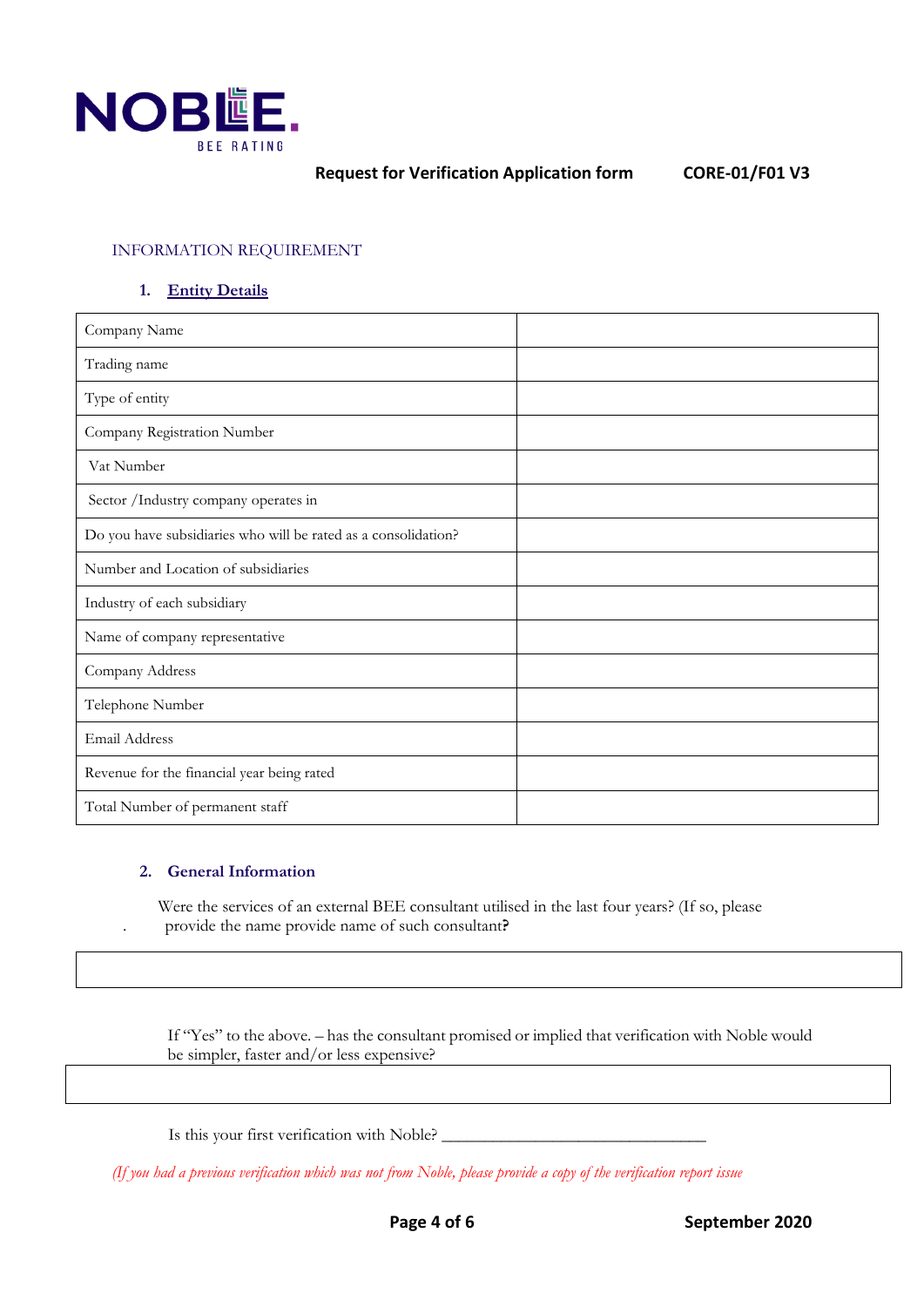**Request for Verification Application form CORE-01/F01 V3**

INFORMATION REQUIREMENT

### 1. Entity Details

| | |
|---|---|
| Company Name | |
| Trading name | |
| Type of entity | |
| Company Registration Number | |
| Vat Number | |
| Sector /Industry company operates in | |
| Do you have subsidiaries who will be rated as a consolidation? | |
| Number and Location of subsidiaries | |
| Industry of each subsidiary | |
| Name of company representative | |
| Company Address | |
| Telephone Number | |
| Email Address | |
| Revenue for the financial year being rated | |
| Total Number of permanent staff | |

### 2. General Information

Were the services of an external BEE consultant utilised in the last four years? (If so, please provide the name provide name of such consultant**?**

| |
|---|
| |

If "Yes" to the above. – has the consultant promised or implied that verification with Noble would be simpler, faster and/or less expensive?

| |
|---|
| |

Is this your first verification with Noble? ________________________________

*(If you had a previous verification which was not from Noble, please provide a copy of the verification report issue*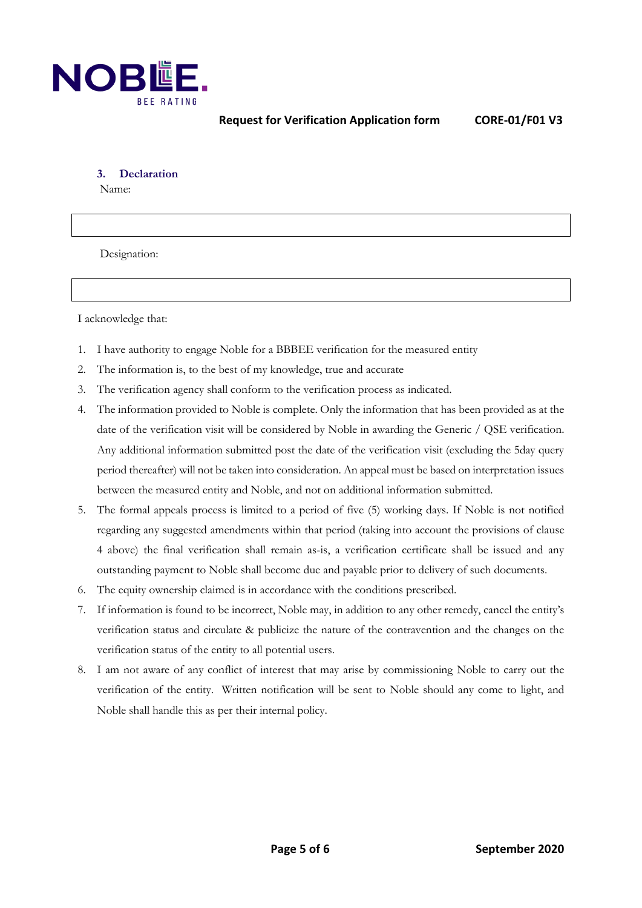### 3. Declaration

Name:

| |
|---|
| |

Designation:

| |
|---|
| |

I acknowledge that:

1. I have authority to engage Noble for a BBBEE verification for the measured entity
2. The information is, to the best of my knowledge, true and accurate
3. The verification agency shall conform to the verification process as indicated.
4. The information provided to Noble is complete. Only the information that has been provided as at the date of the verification visit will be considered by Noble in awarding the Generic / QSE verification. Any additional information submitted post the date of the verification visit (excluding the 5day query period thereafter) will not be taken into consideration. An appeal must be based on interpretation issues between the measured entity and Noble, and not on additional information submitted.
5. The formal appeals process is limited to a period of five (5) working days. If Noble is not notified regarding any suggested amendments within that period (taking into account the provisions of clause 4 above) the final verification shall remain as-is, a verification certificate shall be issued and any outstanding payment to Noble shall become due and payable prior to delivery of such documents.
6. The equity ownership claimed is in accordance with the conditions prescribed.
7. If information is found to be incorrect, Noble may, in addition to any other remedy, cancel the entity's verification status and circulate & publicize the nature of the contravention and the changes on the verification status of the entity to all potential users.
8. I am not aware of any conflict of interest that may arise by commissioning Noble to carry out the verification of the entity. Written notification will be sent to Noble should any come to light, and Noble shall handle this as per their internal policy.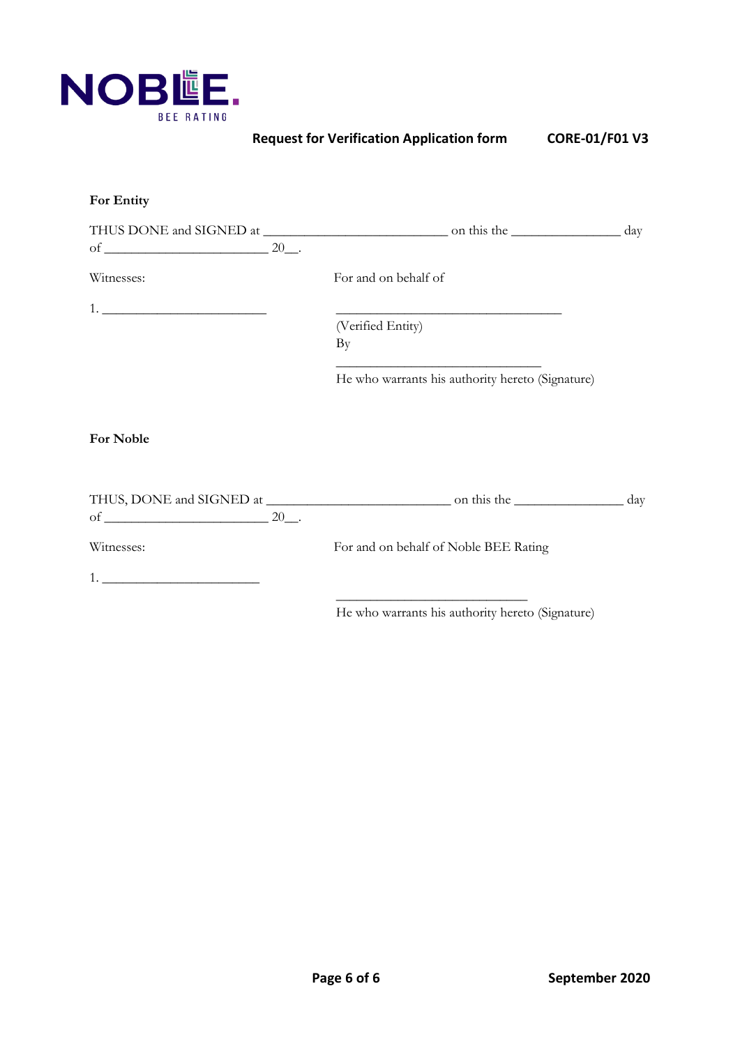**For Entity**

THUS DONE and SIGNED at ___________________________ on this the ________________ day of ________________________ 20__.

Witnesses:

1. ________________________

For and on behalf of

__________________________________

(Verified Entity)

By

______________________________

He who warrants his authority hereto (Signature)

**For Noble**

THUS, DONE and SIGNED at ___________________________ on this the ________________ day of ________________________ 20__.

Witnesses:

1. _______________________

For and on behalf of Noble BEE Rating

____________________________

He who warrants his authority hereto (Signature)